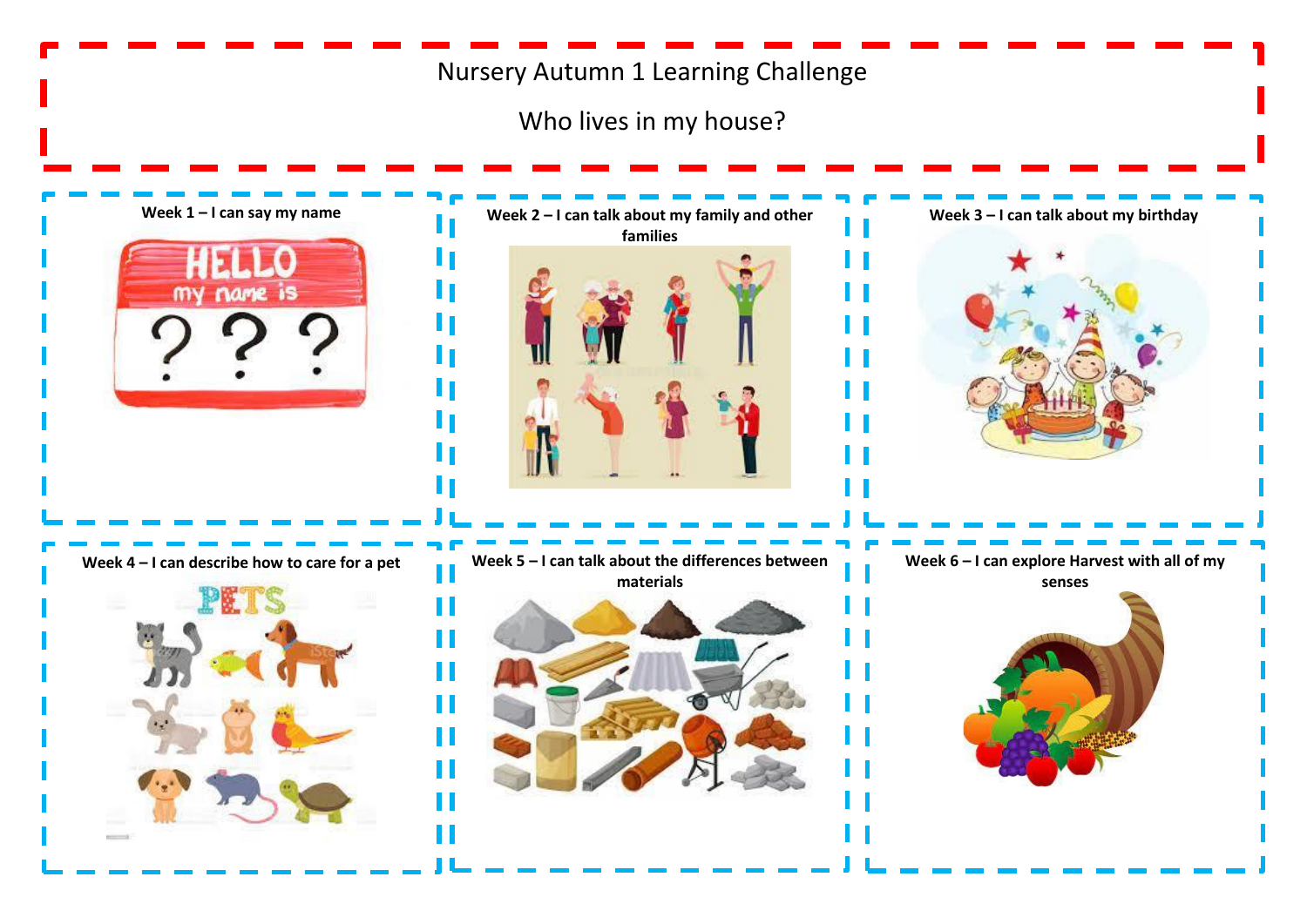# Nursery Autumn 1 Learning Challenge

## Who lives in my house?

**Week 1 – I can say my name**

**Week 2 – I can talk about my family and other families**

**Week 3 – I can talk about my birthday**

**Week 4 – I can describe how to care for a pet**

**Week 5 – I can talk about the differences between materials**

**Week 6 – I can explore Harvest with all of my senses**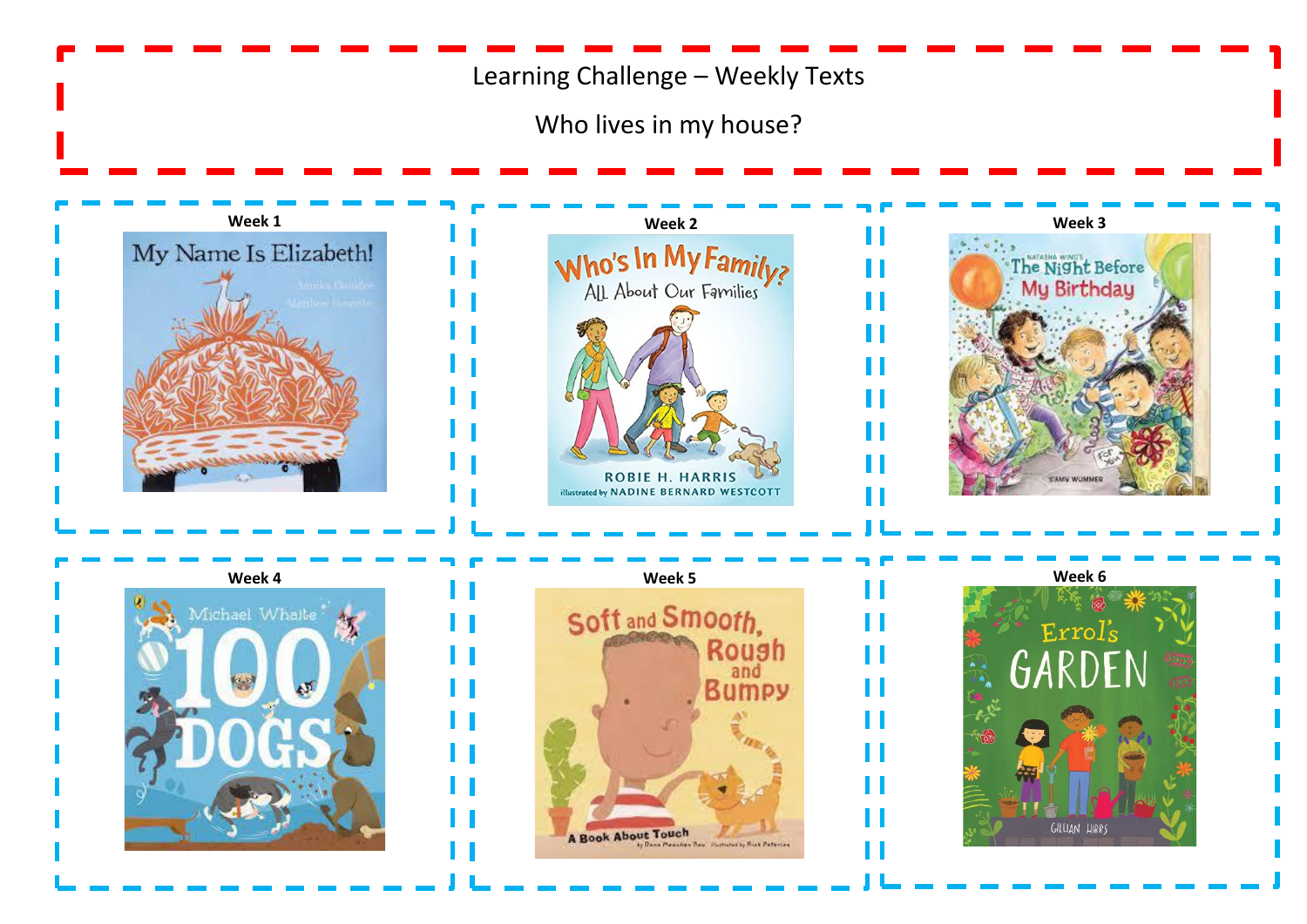# Learning Challenge – Weekly Texts

## Who lives in my house?

**Week 1**

My Name Is Elizabeth!

**Week 2**

Who's In My Family? All About Our Families

**Week 3**

The Night Before My Birthday

**Week 4**

100 Dogs

**Week 5**

Soft and Smooth, Rough and Bumpy: A Book About Touch

**Week 6**

Errol's Garden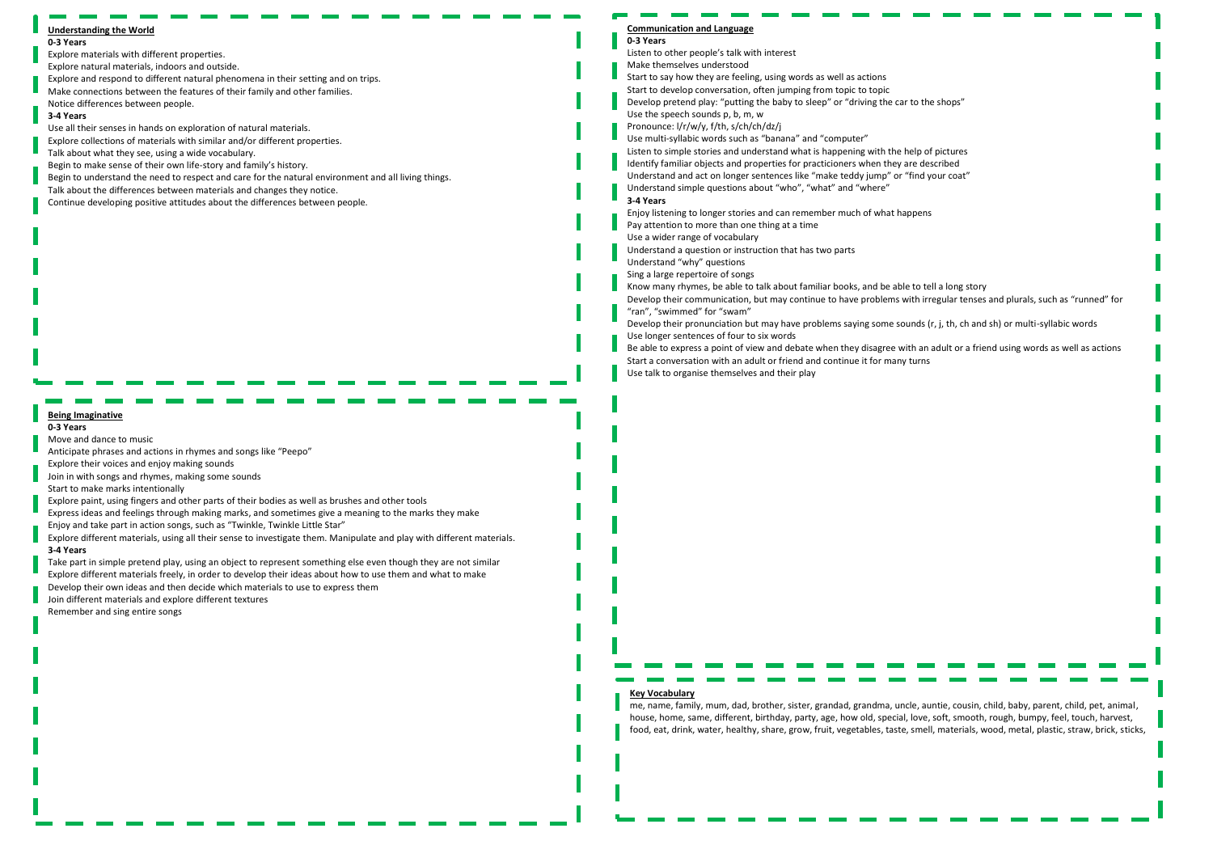## Understanding the World

**0-3 Years**

Explore materials with different properties.
Explore natural materials, indoors and outside.
Explore and respond to different natural phenomena in their setting and on trips.
Make connections between the features of their family and other families.
Notice differences between people.

**3-4 Years**

Use all their senses in hands on exploration of natural materials.
Explore collections of materials with similar and/or different properties.
Talk about what they see, using a wide vocabulary.
Begin to make sense of their own life-story and family's history.
Begin to understand the need to respect and care for the natural environment and all living things.
Talk about the differences between materials and changes they notice.
Continue developing positive attitudes about the differences between people.

## Being Imaginative

**0-3 Years**

Move and dance to music
Anticipate phrases and actions in rhymes and songs like "Peepo"
Explore their voices and enjoy making sounds
Join in with songs and rhymes, making some sounds
Start to make marks intentionally
Explore paint, using fingers and other parts of their bodies as well as brushes and other tools
Express ideas and feelings through making marks, and sometimes give a meaning to the marks they make
Enjoy and take part in action songs, such as "Twinkle, Twinkle Little Star"
Explore different materials, using all their sense to investigate them. Manipulate and play with different materials.

**3-4 Years**

Take part in simple pretend play, using an object to represent something else even though they are not similar
Explore different materials freely, in order to develop their ideas about how to use them and what to make
Develop their own ideas and then decide which materials to use to express them
Join different materials and explore different textures
Remember and sing entire songs

## Communication and Language

**0-3 Years**

Listen to other people's talk with interest
Make themselves understood
Start to say how they are feeling, using words as well as actions
Start to develop conversation, often jumping from topic to topic
Develop pretend play: "putting the baby to sleep" or "driving the car to the shops"
Use the speech sounds p, b, m, w
Pronounce: l/r/w/y, f/th, s/ch/ch/dz/j
Use multi-syllabic words such as "banana" and "computer"
Listen to simple stories and understand what is happening with the help of pictures
Identify familiar objects and properties for practicioners when they are described
Understand and act on longer sentences like "make teddy jump" or "find your coat"
Understand simple questions about "who", "what" and "where"

**3-4 Years**

Enjoy listening to longer stories and can remember much of what happens
Pay attention to more than one thing at a time
Use a wider range of vocabulary
Understand a question or instruction that has two parts
Understand "why" questions
Sing a large repertoire of songs
Know many rhymes, be able to talk about familiar books, and be able to tell a long story
Develop their communication, but may continue to have problems with irregular tenses and plurals, such as "runned" for "ran", "swimmed" for "swam"
Develop their pronunciation but may have problems saying some sounds (r, j, th, ch and sh) or multi-syllabic words
Use longer sentences of four to six words
Be able to express a point of view and debate when they disagree with an adult or a friend using words as well as actions
Start a conversation with an adult or friend and continue it for many turns
Use talk to organise themselves and their play

## Key Vocabulary

me, name, family, mum, dad, brother, sister, grandad, grandma, uncle, auntie, cousin, child, baby, parent, child, pet, animal, house, home, same, different, birthday, party, age, how old, special, love, soft, smooth, rough, bumpy, feel, touch, harvest, food, eat, drink, water, healthy, share, grow, fruit, vegetables, taste, smell, materials, wood, metal, plastic, straw, brick, sticks,